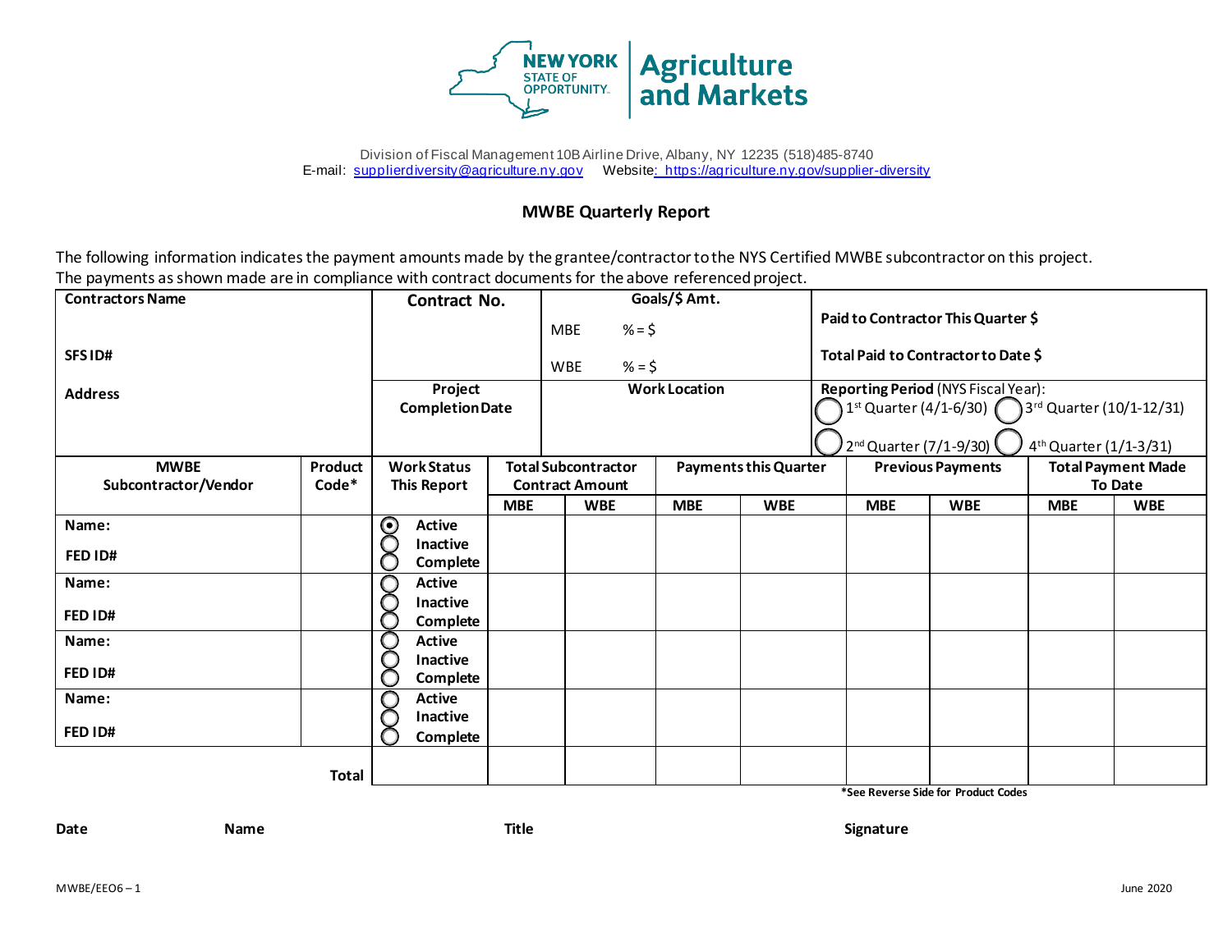NEW YORK STATE OF OPPORTUNITY. | Agriculture and Markets

Division of Fiscal Management 10B Airline Drive, Albany, NY 12235 (518)485-8740
E-mail: supplierdiversity@agriculture.ny.gov Website: https://agriculture.ny.gov/supplier-diversity

## MWBE Quarterly Report

The following information indicates the payment amounts made by the grantee/contractor to the NYS Certified MWBE subcontractor on this project.
The payments as shown made are in compliance with contract documents for the above referenced project.

| Contractors Name<br><br>SFS ID#<br><br>Address | Contract No. | Goals/$ Amt.<br>MBE %= $<br>WBE %= $ | Paid to Contractor This Quarter $<br>Total Paid to Contractor to Date $ |
|---|---|---|---|
| | Project Completion Date | Work Location | Reporting Period (NYS Fiscal Year):<br>◯ 1st Quarter (4/1-6/30) ◯ 3rd Quarter (10/1-12/31)<br>◯ 2nd Quarter (7/1-9/30) ◯ 4th Quarter (1/1-3/31) |

| MWBE Subcontractor/Vendor | Product Code* | Work Status This Report | Total Subcontractor Contract Amount | | Payments this Quarter | | Previous Payments | | Total Payment Made To Date | |
|---|---|---|---|---|---|---|---|---|---|---|
| | | | MBE | WBE | MBE | WBE | MBE | WBE | MBE | WBE |
| Name:<br>FED ID# | | ◉ Active<br>◯ Inactive<br>◯ Complete | | | | | | | | |
| Name:<br>FED ID# | | ◯ Active<br>◯ Inactive<br>◯ Complete | | | | | | | | |
| Name:<br>FED ID# | | ◯ Active<br>◯ Inactive<br>◯ Complete | | | | | | | | |
| Name:<br>FED ID# | | ◯ Active<br>◯ Inactive<br>◯ Complete | | | | | | | | |
| | Total | | | | | | | | | |

*See Reverse Side for Product Codes

**Date** **Name** **Title** **Signature**

MWBE/EEO6 – 1 June 2020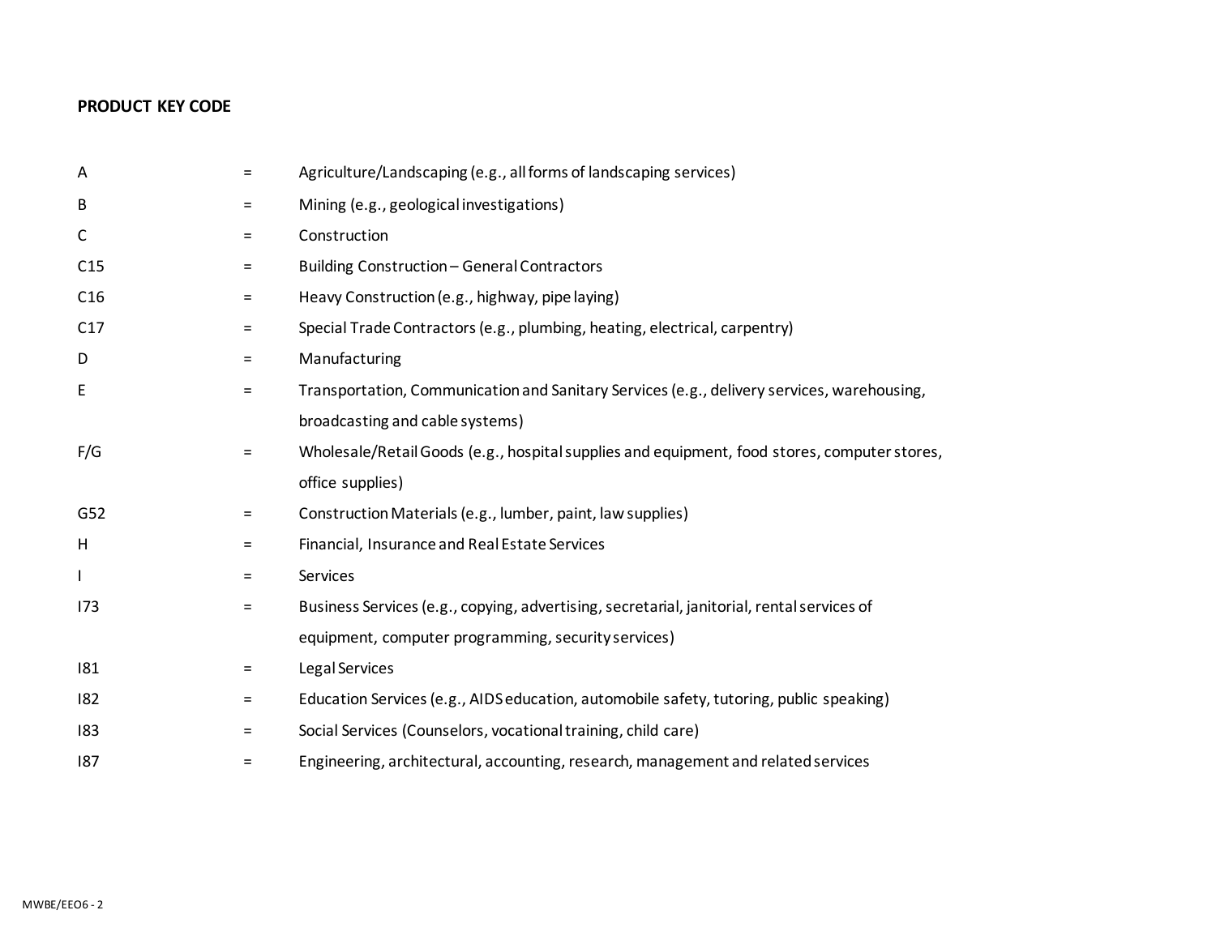**PRODUCT KEY CODE**

| | | |
|---|---|---|
| A | = | Agriculture/Landscaping (e.g., all forms of landscaping services) |
| B | = | Mining (e.g., geological investigations) |
| C | = | Construction |
| C15 | = | Building Construction – General Contractors |
| C16 | = | Heavy Construction (e.g., highway, pipe laying) |
| C17 | = | Special Trade Contractors (e.g., plumbing, heating, electrical, carpentry) |
| D | = | Manufacturing |
| E | = | Transportation, Communication and Sanitary Services (e.g., delivery services, warehousing, broadcasting and cable systems) |
| F/G | = | Wholesale/Retail Goods (e.g., hospital supplies and equipment, food stores, computer stores, office supplies) |
| G52 | = | Construction Materials (e.g., lumber, paint, law supplies) |
| H | = | Financial, Insurance and Real Estate Services |
| I | = | Services |
| I73 | = | Business Services (e.g., copying, advertising, secretarial, janitorial, rental services of equipment, computer programming, security services) |
| I81 | = | Legal Services |
| I82 | = | Education Services (e.g., AIDS education, automobile safety, tutoring, public speaking) |
| I83 | = | Social Services (Counselors, vocational training, child care) |
| I87 | = | Engineering, architectural, accounting, research, management and related services |

MWBE/EEO6 - 2